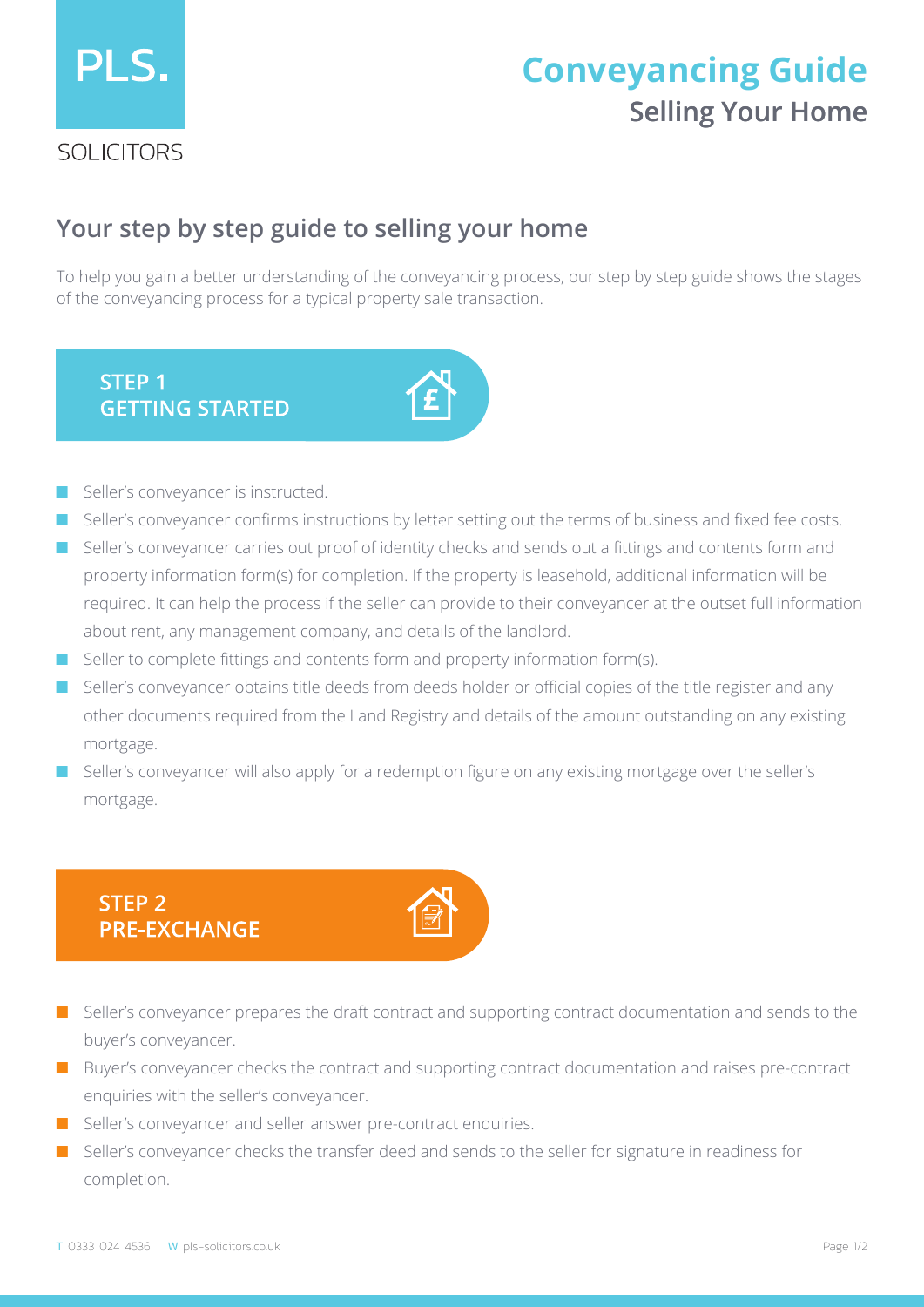PLS.

SOLICITORS

# Conveyancing Guide

## Selling Your Home

## Your step by step guide to selling your home

To help you gain a better understanding of the conveyancing process, our step by step guide shows the stages of the conveyancing process for a typical property sale transaction.

### STEP 1 GETTING STARTED

- Seller's conveyancer is instructed.
- Seller's conveyancer confirms instructions by letter setting out the terms of business and fixed fee costs.
- Seller's conveyancer carries out proof of identity checks and sends out a fittings and contents form and property information form(s) for completion. If the property is leasehold, additional information will be required. It can help the process if the seller can provide to their conveyancer at the outset full information about rent, any management company, and details of the landlord.
- Seller to complete fittings and contents form and property information form(s).
- Seller's conveyancer obtains title deeds from deeds holder or official copies of the title register and any other documents required from the Land Registry and details of the amount outstanding on any existing mortgage.
- Seller's conveyancer will also apply for a redemption figure on any existing mortgage over the seller's mortgage.

### STEP 2 PRE-EXCHANGE

- Seller's conveyancer prepares the draft contract and supporting contract documentation and sends to the buyer's conveyancer.
- Buyer's conveyancer checks the contract and supporting contract documentation and raises pre-contract enquiries with the seller's conveyancer.
- Seller's conveyancer and seller answer pre-contract enquiries.
- Seller's conveyancer checks the transfer deed and sends to the seller for signature in readiness for completion.

T 0333 024 4536 W pls-solicitors.co.uk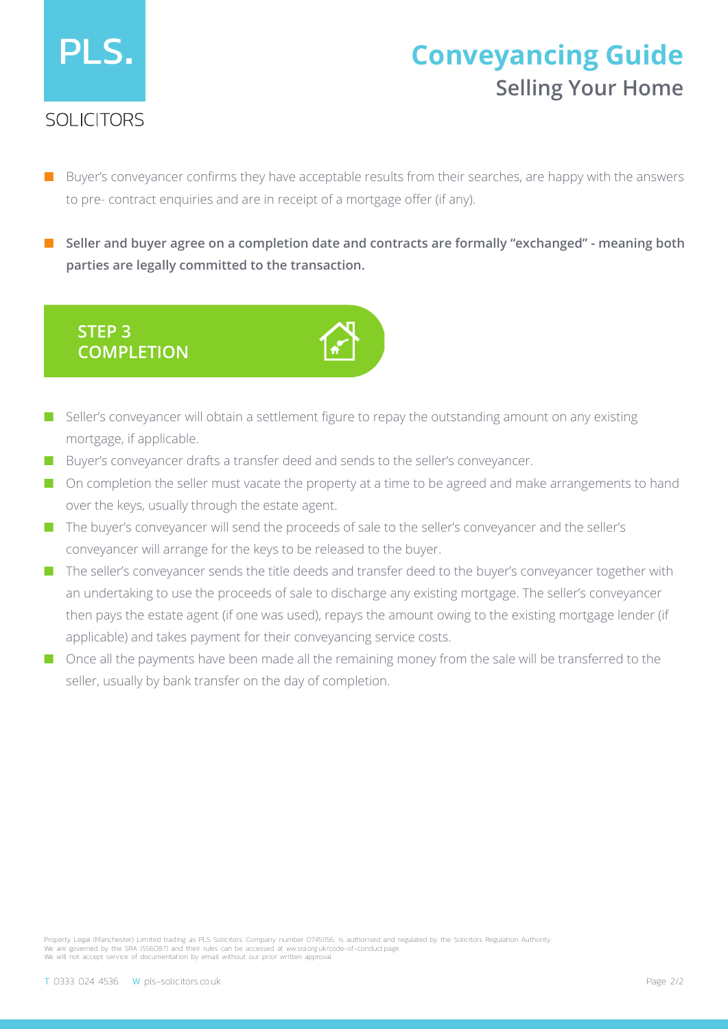- Buyer's conveyancer confirms they have acceptable results from their searches, are happy with the answers to pre- contract enquiries and are in receipt of a mortgage offer (if any).
- **Seller and buyer agree on a completion date and contracts are formally "exchanged" - meaning both parties are legally committed to the transaction.**

## STEP 3 COMPLETION

- Seller's conveyancer will obtain a settlement figure to repay the outstanding amount on any existing mortgage, if applicable.
- Buyer's conveyancer drafts a transfer deed and sends to the seller's conveyancer.
- On completion the seller must vacate the property at a time to be agreed and make arrangements to hand over the keys, usually through the estate agent.
- The buyer's conveyancer will send the proceeds of sale to the seller's conveyancer and the seller's conveyancer will arrange for the keys to be released to the buyer.
- The seller's conveyancer sends the title deeds and transfer deed to the buyer's conveyancer together with an undertaking to use the proceeds of sale to discharge any existing mortgage. The seller's conveyancer then pays the estate agent (if one was used), repays the amount owing to the existing mortgage lender (if applicable) and takes payment for their conveyancing service costs.
- Once all the payments have been made all the remaining money from the sale will be transferred to the seller, usually by bank transfer on the day of completion.

Property Legal (Manchester) Limited trading as PLS Solicitors. Company number 07451156, is authorised and regulated by the Solicitors Regulation Authority.
We are governed by the SRA (556087) and their rules can be accessed at ww.sra.org.uk/code-of-conduct.page
We will not accept service of documentation by email without our prior written approval.

T 0333 024 4536 W pls-solicitors.co.uk